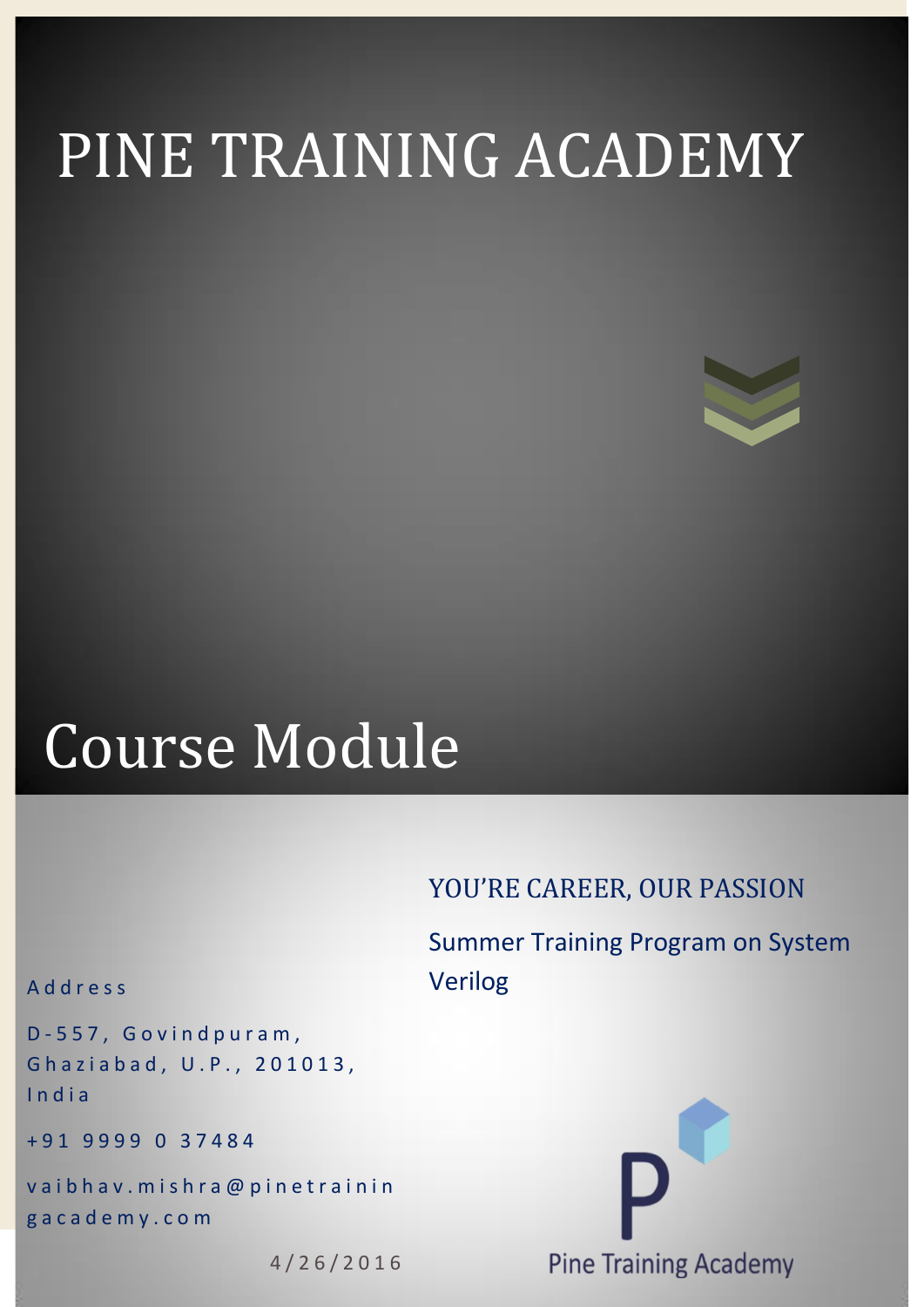# PINE TRAINING ACADEMY

# Course Module

YOU'RE CAREER, OUR PASSION

Summer Training Program on System Verilog

Address

D-557, Govindpuram, Ghaziabad, U.P., 201013, India

+91 9999 0 37484

vaibhav.mishra@pinetrainingacademy.com

4/26/2016

Pine Training Academy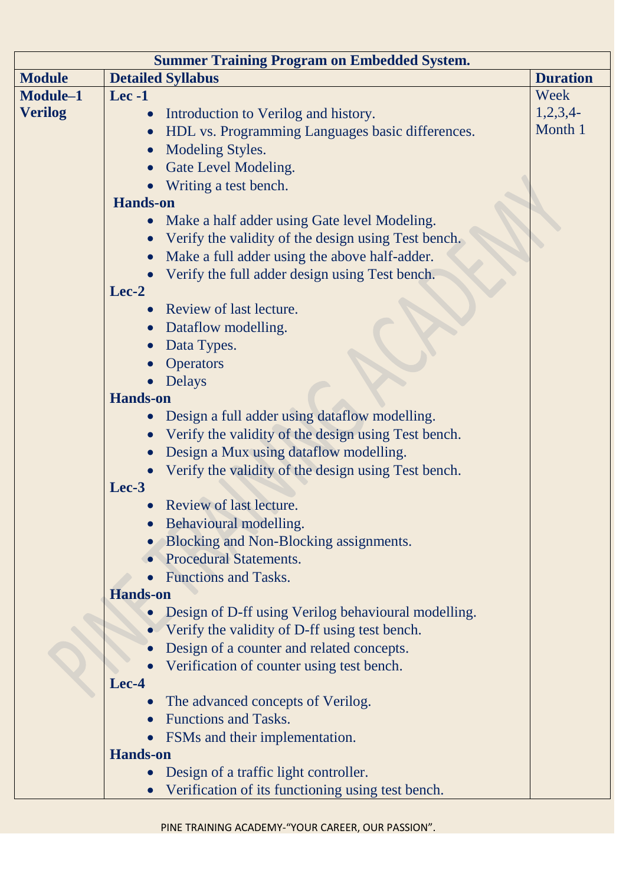| Summer Training Program on Embedded System. | | |
|---|---|---|
| **Module** | **Detailed Syllabus** | **Duration** |
| **Module–1 Verilog** | **Lec -1**<br>• Introduction to Verilog and history.<br>• HDL vs. Programming Languages basic differences.<br>• Modeling Styles.<br>• Gate Level Modeling.<br>• Writing a test bench.<br>**Hands-on**<br>• Make a half adder using Gate level Modeling.<br>• Verify the validity of the design using Test bench.<br>• Make a full adder using the above half-adder.<br>• Verify the full adder design using Test bench.<br>**Lec-2**<br>• Review of last lecture.<br>• Dataflow modelling.<br>• Data Types.<br>• Operators<br>• Delays<br>**Hands-on**<br>• Design a full adder using dataflow modelling.<br>• Verify the validity of the design using Test bench.<br>• Design a Mux using dataflow modelling.<br>• Verify the validity of the design using Test bench.<br>**Lec-3**<br>• Review of last lecture.<br>• Behavioural modelling.<br>• Blocking and Non-Blocking assignments.<br>• Procedural Statements.<br>• Functions and Tasks.<br>**Hands-on**<br>• Design of D-ff using Verilog behavioural modelling.<br>• Verify the validity of D-ff using test bench.<br>• Design of a counter and related concepts.<br>• Verification of counter using test bench.<br>**Lec-4**<br>• The advanced concepts of Verilog.<br>• Functions and Tasks.<br>• FSMs and their implementation.<br>**Hands-on**<br>• Design of a traffic light controller.<br>• Verification of its functioning using test bench. | Week 1,2,3,4-Month 1 |

PINE TRAINING ACADEMY-"YOUR CAREER, OUR PASSION".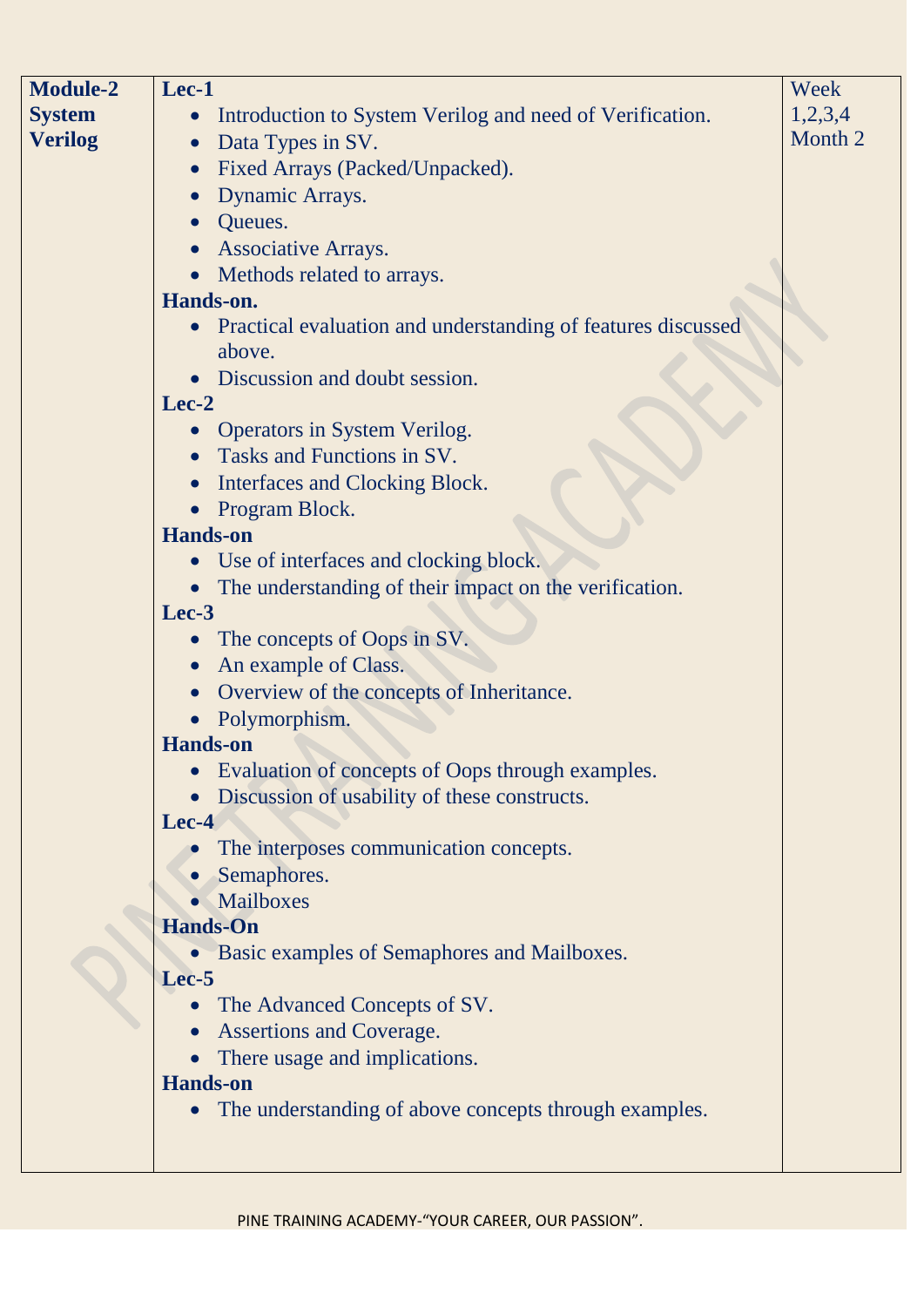| Module-2 System Verilog | **Lec-1**<br>• Introduction to System Verilog and need of Verification.<br>• Data Types in SV.<br>• Fixed Arrays (Packed/Unpacked).<br>• Dynamic Arrays.<br>• Queues.<br>• Associative Arrays.<br>• Methods related to arrays.<br>**Hands-on.**<br>• Practical evaluation and understanding of features discussed above.<br>• Discussion and doubt session.<br>**Lec-2**<br>• Operators in System Verilog.<br>• Tasks and Functions in SV.<br>• Interfaces and Clocking Block.<br>• Program Block.<br>**Hands-on**<br>• Use of interfaces and clocking block.<br>• The understanding of their impact on the verification.<br>**Lec-3**<br>• The concepts of Oops in SV.<br>• An example of Class.<br>• Overview of the concepts of Inheritance.<br>• Polymorphism.<br>**Hands-on**<br>• Evaluation of concepts of Oops through examples.<br>• Discussion of usability of these constructs.<br>**Lec-4**<br>• The interposes communication concepts.<br>• Semaphores.<br>• Mailboxes<br>**Hands-On**<br>• Basic examples of Semaphores and Mailboxes.<br>**Lec-5**<br>• The Advanced Concepts of SV.<br>• Assertions and Coverage.<br>• There usage and implications.<br>**Hands-on**<br>• The understanding of above concepts through examples. | Week 1,2,3,4 Month 2 |
|---|---|---|

PINE TRAINING ACADEMY-"YOUR CAREER, OUR PASSION".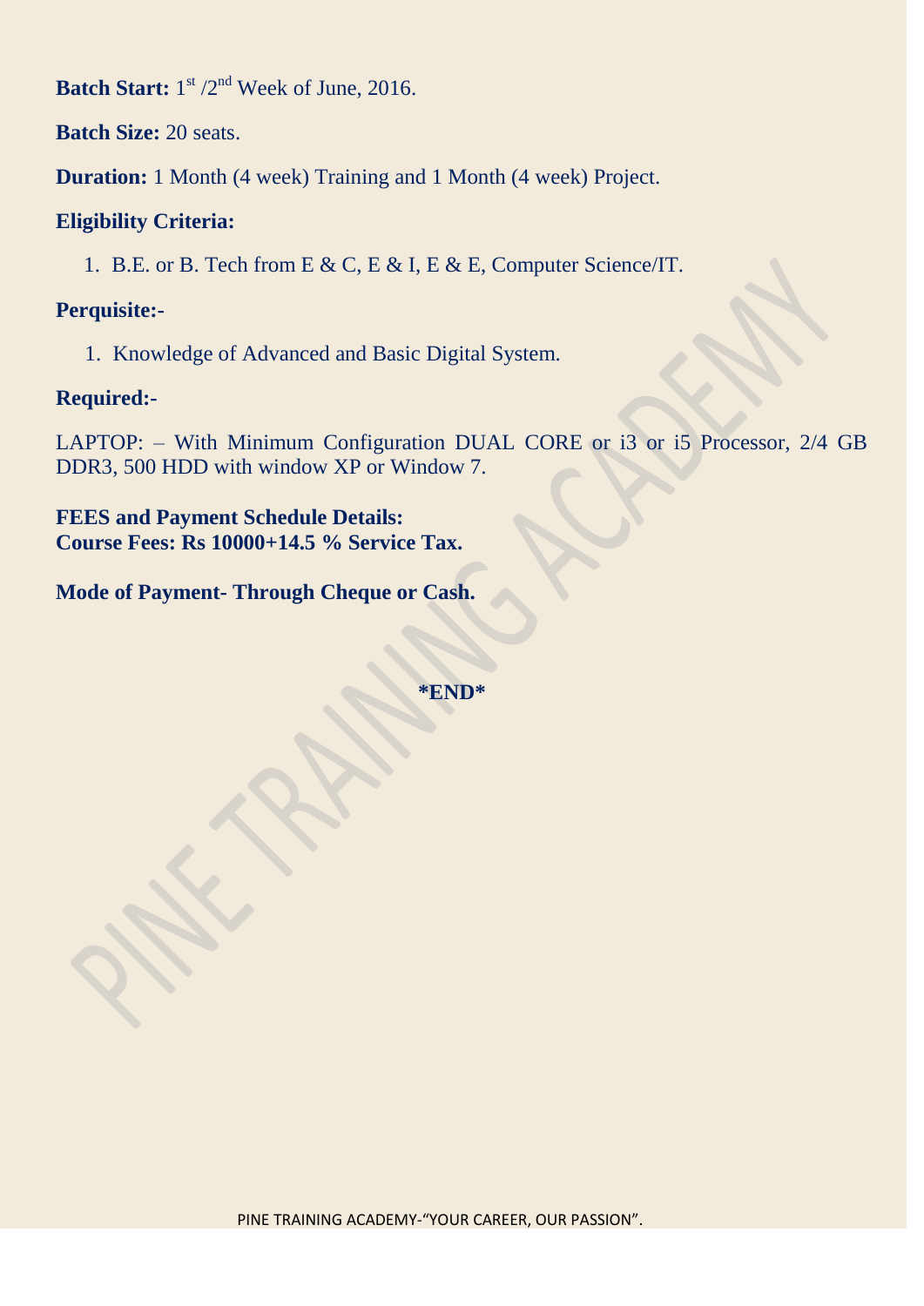**Batch Start:** 1st /2nd Week of June, 2016.

**Batch Size:** 20 seats.

**Duration:** 1 Month (4 week) Training and 1 Month (4 week) Project.

**Eligibility Criteria:**

1. B.E. or B. Tech from E & C, E & I, E & E, Computer Science/IT.

**Perquisite:-**

1. Knowledge of Advanced and Basic Digital System.

**Required:-**

LAPTOP: – With Minimum Configuration DUAL CORE or i3 or i5 Processor, 2/4 GB DDR3, 500 HDD with window XP or Window 7.

**FEES and Payment Schedule Details:**
**Course Fees: Rs 10000+14.5 % Service Tax.**

**Mode of Payment- Through Cheque or Cash.**

**\*END\***